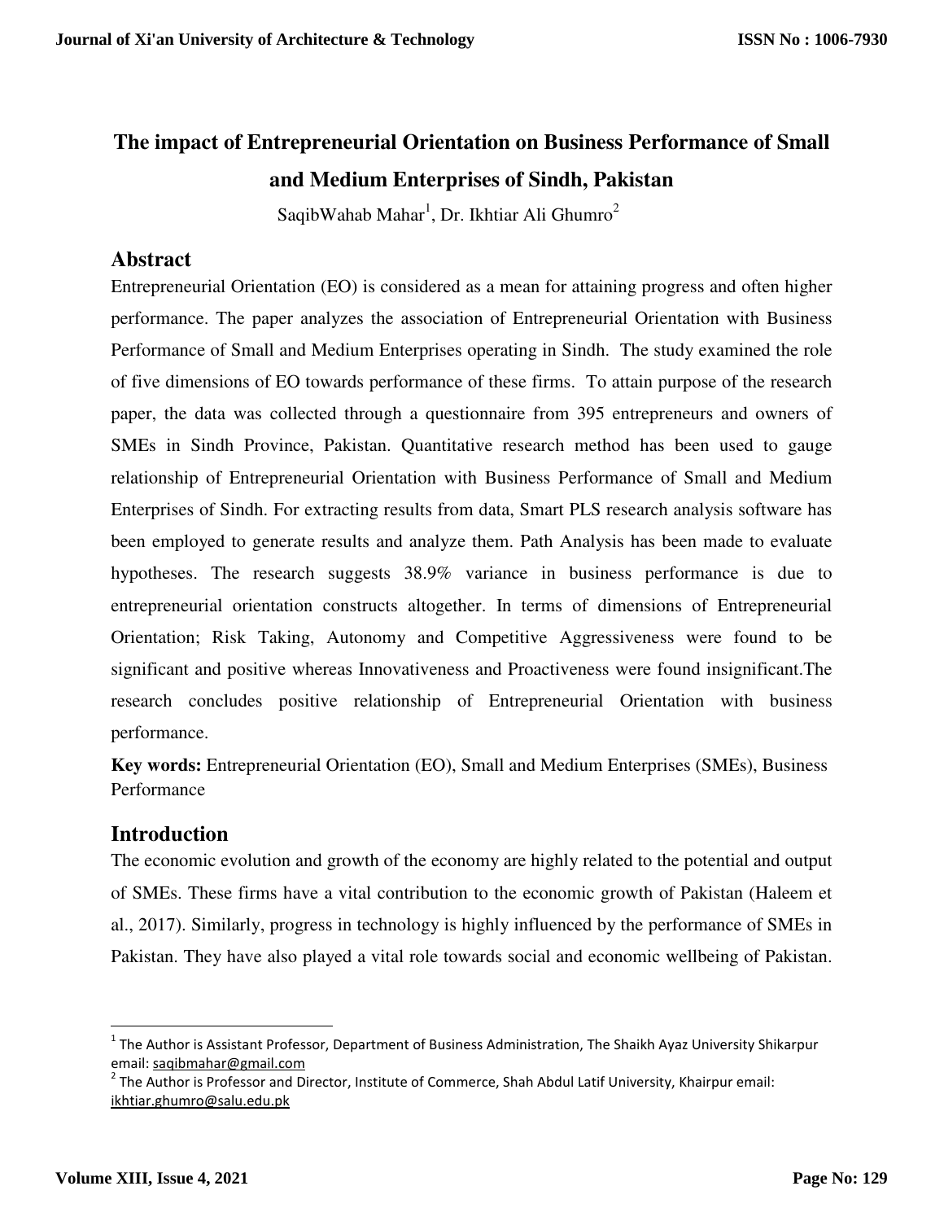# The impact of Entrepreneurial Orientation on Business Performance of Small and Medium Enterprises of Sindh, Pakistan

SaqibWahab Mahar[1], Dr. Ikhtiar Ali Ghumro[2]

## Abstract

Entrepreneurial Orientation (EO) is considered as a mean for attaining progress and often higher performance. The paper analyzes the association of Entrepreneurial Orientation with Business Performance of Small and Medium Enterprises operating in Sindh. The study examined the role of five dimensions of EO towards performance of these firms. To attain purpose of the research paper, the data was collected through a questionnaire from 395 entrepreneurs and owners of SMEs in Sindh Province, Pakistan. Quantitative research method has been used to gauge relationship of Entrepreneurial Orientation with Business Performance of Small and Medium Enterprises of Sindh. For extracting results from data, Smart PLS research analysis software has been employed to generate results and analyze them. Path Analysis has been made to evaluate hypotheses. The research suggests 38.9% variance in business performance is due to entrepreneurial orientation constructs altogether. In terms of dimensions of Entrepreneurial Orientation; Risk Taking, Autonomy and Competitive Aggressiveness were found to be significant and positive whereas Innovativeness and Proactiveness were found insignificant.The research concludes positive relationship of Entrepreneurial Orientation with business performance.

**Key words:** Entrepreneurial Orientation (EO), Small and Medium Enterprises (SMEs), Business Performance

## Introduction

The economic evolution and growth of the economy are highly related to the potential and output of SMEs. These firms have a vital contribution to the economic growth of Pakistan (Haleem et al., 2017). Similarly, progress in technology is highly influenced by the performance of SMEs in Pakistan. They have also played a vital role towards social and economic wellbeing of Pakistan.

---

[1] The Author is Assistant Professor, Department of Business Administration, The Shaikh Ayaz University Shikarpur email: saqibmahar@gmail.com

[2] The Author is Professor and Director, Institute of Commerce, Shah Abdul Latif University, Khairpur email: ikhtiar.ghumro@salu.edu.pk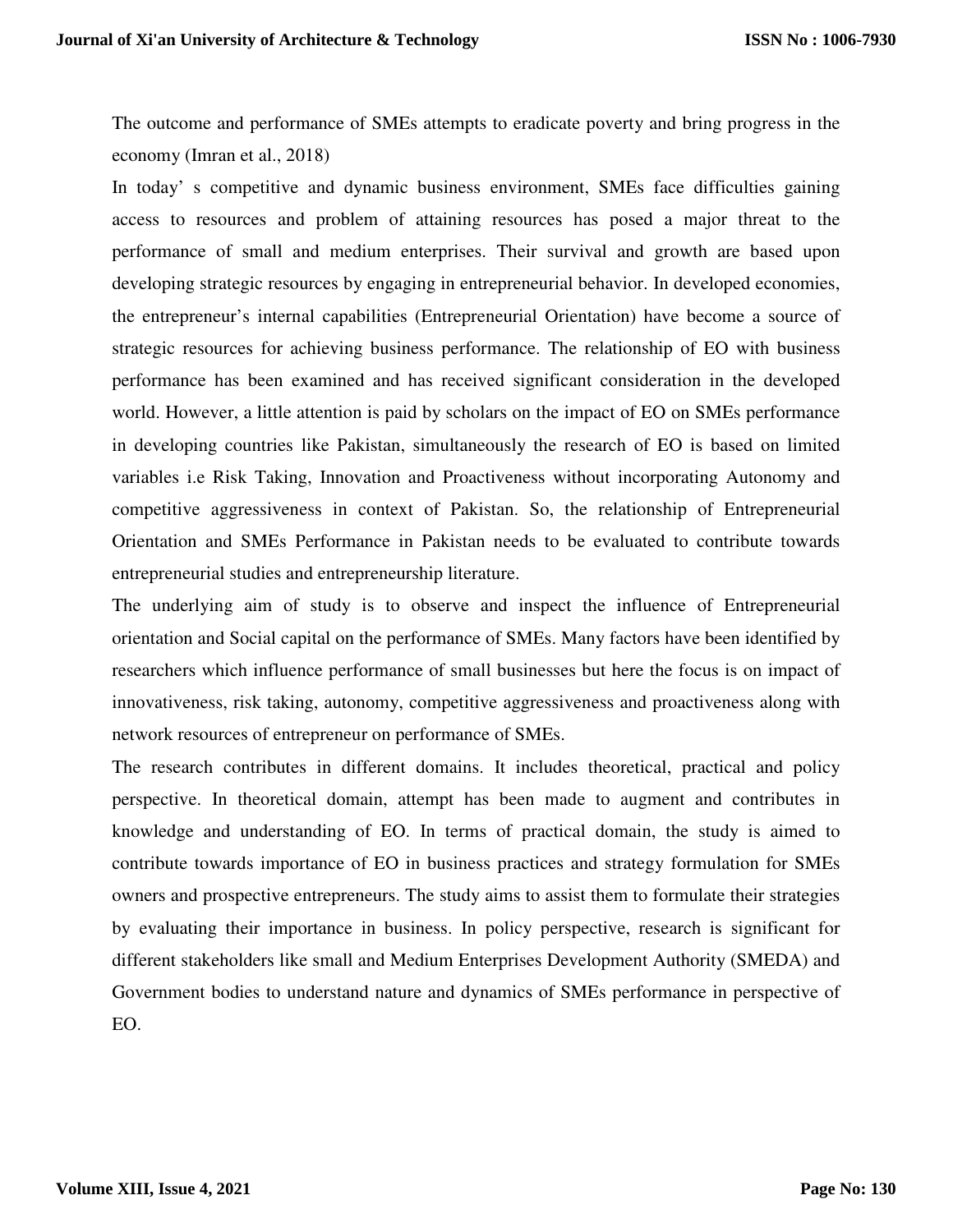The outcome and performance of SMEs attempts to eradicate poverty and bring progress in the economy (Imran et al., 2018)

In today' s competitive and dynamic business environment, SMEs face difficulties gaining access to resources and problem of attaining resources has posed a major threat to the performance of small and medium enterprises. Their survival and growth are based upon developing strategic resources by engaging in entrepreneurial behavior. In developed economies, the entrepreneur's internal capabilities (Entrepreneurial Orientation) have become a source of strategic resources for achieving business performance. The relationship of EO with business performance has been examined and has received significant consideration in the developed world. However, a little attention is paid by scholars on the impact of EO on SMEs performance in developing countries like Pakistan, simultaneously the research of EO is based on limited variables i.e Risk Taking, Innovation and Proactiveness without incorporating Autonomy and competitive aggressiveness in context of Pakistan. So, the relationship of Entrepreneurial Orientation and SMEs Performance in Pakistan needs to be evaluated to contribute towards entrepreneurial studies and entrepreneurship literature.

The underlying aim of study is to observe and inspect the influence of Entrepreneurial orientation and Social capital on the performance of SMEs. Many factors have been identified by researchers which influence performance of small businesses but here the focus is on impact of innovativeness, risk taking, autonomy, competitive aggressiveness and proactiveness along with network resources of entrepreneur on performance of SMEs.

The research contributes in different domains. It includes theoretical, practical and policy perspective. In theoretical domain, attempt has been made to augment and contributes in knowledge and understanding of EO. In terms of practical domain, the study is aimed to contribute towards importance of EO in business practices and strategy formulation for SMEs owners and prospective entrepreneurs. The study aims to assist them to formulate their strategies by evaluating their importance in business. In policy perspective, research is significant for different stakeholders like small and Medium Enterprises Development Authority (SMEDA) and Government bodies to understand nature and dynamics of SMEs performance in perspective of EO.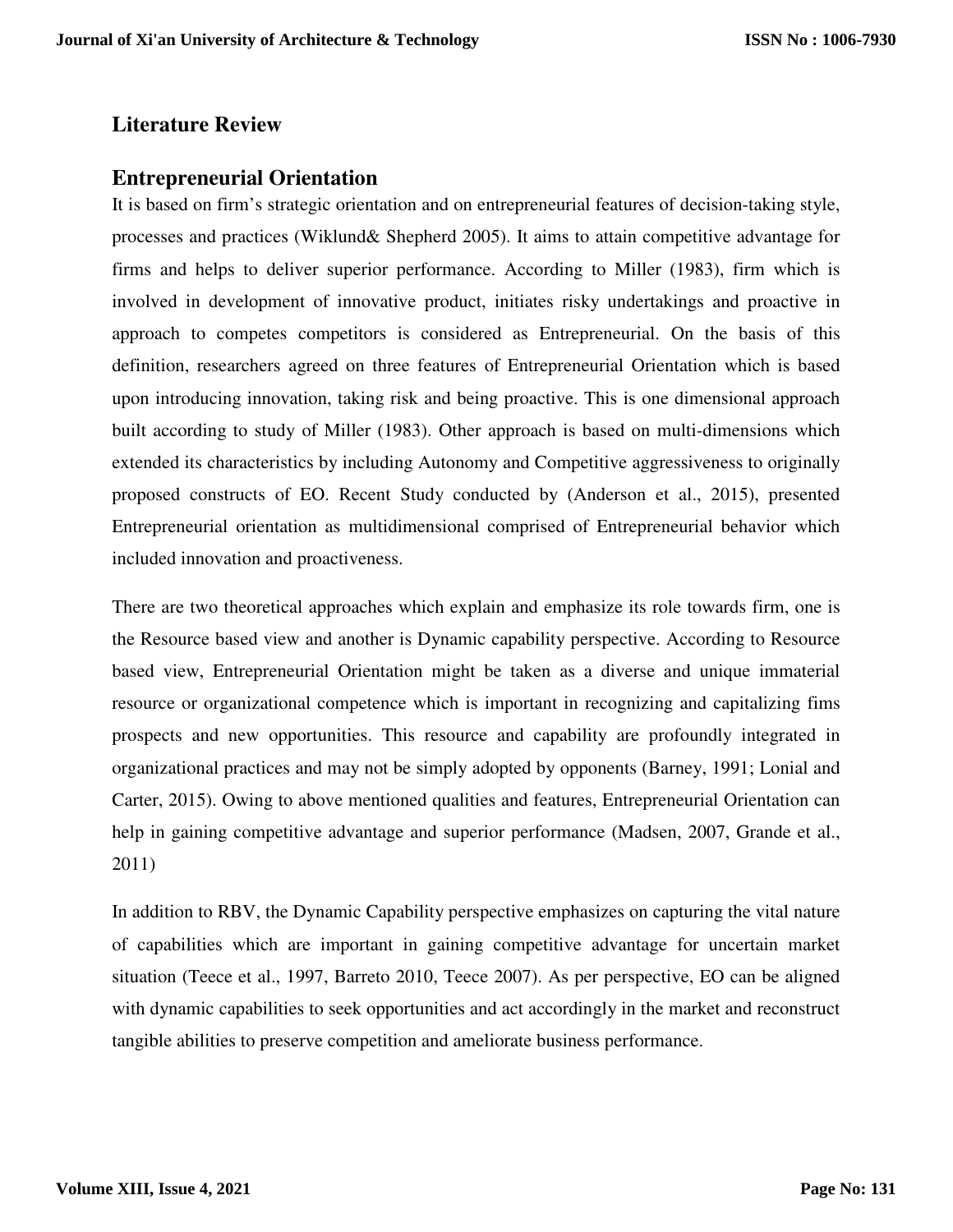## Literature Review

## Entrepreneurial Orientation

It is based on firm's strategic orientation and on entrepreneurial features of decision-taking style, processes and practices (Wiklund& Shepherd 2005). It aims to attain competitive advantage for firms and helps to deliver superior performance. According to Miller (1983), firm which is involved in development of innovative product, initiates risky undertakings and proactive in approach to competes competitors is considered as Entrepreneurial. On the basis of this definition, researchers agreed on three features of Entrepreneurial Orientation which is based upon introducing innovation, taking risk and being proactive. This is one dimensional approach built according to study of Miller (1983). Other approach is based on multi-dimensions which extended its characteristics by including Autonomy and Competitive aggressiveness to originally proposed constructs of EO. Recent Study conducted by (Anderson et al., 2015), presented Entrepreneurial orientation as multidimensional comprised of Entrepreneurial behavior which included innovation and proactiveness.

There are two theoretical approaches which explain and emphasize its role towards firm, one is the Resource based view and another is Dynamic capability perspective. According to Resource based view, Entrepreneurial Orientation might be taken as a diverse and unique immaterial resource or organizational competence which is important in recognizing and capitalizing fims prospects and new opportunities. This resource and capability are profoundly integrated in organizational practices and may not be simply adopted by opponents (Barney, 1991; Lonial and Carter, 2015). Owing to above mentioned qualities and features, Entrepreneurial Orientation can help in gaining competitive advantage and superior performance (Madsen, 2007, Grande et al., 2011)

In addition to RBV, the Dynamic Capability perspective emphasizes on capturing the vital nature of capabilities which are important in gaining competitive advantage for uncertain market situation (Teece et al., 1997, Barreto 2010, Teece 2007). As per perspective, EO can be aligned with dynamic capabilities to seek opportunities and act accordingly in the market and reconstruct tangible abilities to preserve competition and ameliorate business performance.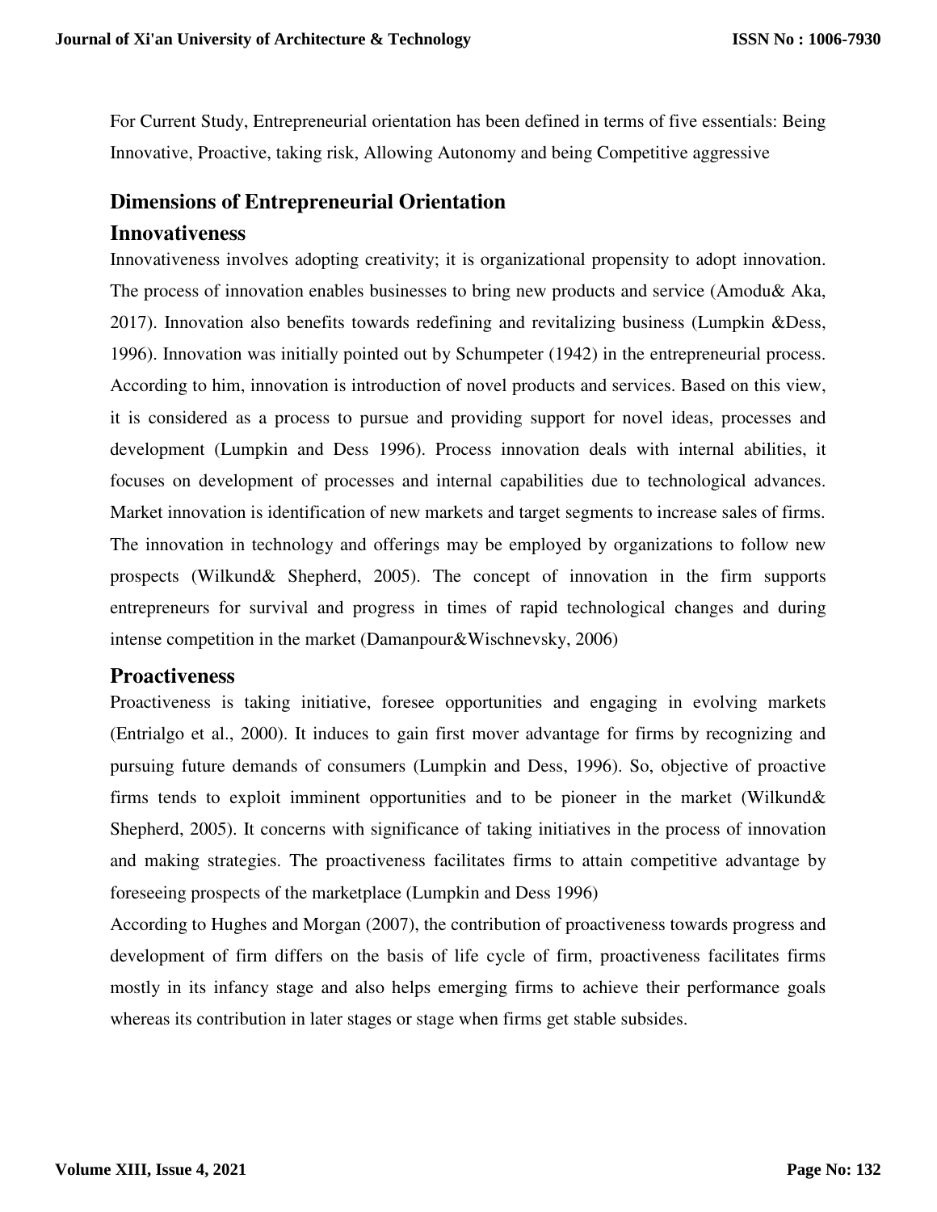For Current Study, Entrepreneurial orientation has been defined in terms of five essentials: Being Innovative, Proactive, taking risk, Allowing Autonomy and being Competitive aggressive

## Dimensions of Entrepreneurial Orientation

### Innovativeness

Innovativeness involves adopting creativity; it is organizational propensity to adopt innovation. The process of innovation enables businesses to bring new products and service (Amodu& Aka, 2017). Innovation also benefits towards redefining and revitalizing business (Lumpkin &Dess, 1996). Innovation was initially pointed out by Schumpeter (1942) in the entrepreneurial process. According to him, innovation is introduction of novel products and services. Based on this view, it is considered as a process to pursue and providing support for novel ideas, processes and development (Lumpkin and Dess 1996). Process innovation deals with internal abilities, it focuses on development of processes and internal capabilities due to technological advances. Market innovation is identification of new markets and target segments to increase sales of firms. The innovation in technology and offerings may be employed by organizations to follow new prospects (Wilkund& Shepherd, 2005). The concept of innovation in the firm supports entrepreneurs for survival and progress in times of rapid technological changes and during intense competition in the market (Damanpour&Wischnevsky, 2006)

### Proactiveness

Proactiveness is taking initiative, foresee opportunities and engaging in evolving markets (Entrialgo et al., 2000). It induces to gain first mover advantage for firms by recognizing and pursuing future demands of consumers (Lumpkin and Dess, 1996). So, objective of proactive firms tends to exploit imminent opportunities and to be pioneer in the market (Wilkund& Shepherd, 2005). It concerns with significance of taking initiatives in the process of innovation and making strategies. The proactiveness facilitates firms to attain competitive advantage by foreseeing prospects of the marketplace (Lumpkin and Dess 1996)

According to Hughes and Morgan (2007), the contribution of proactiveness towards progress and development of firm differs on the basis of life cycle of firm, proactiveness facilitates firms mostly in its infancy stage and also helps emerging firms to achieve their performance goals whereas its contribution in later stages or stage when firms get stable subsides.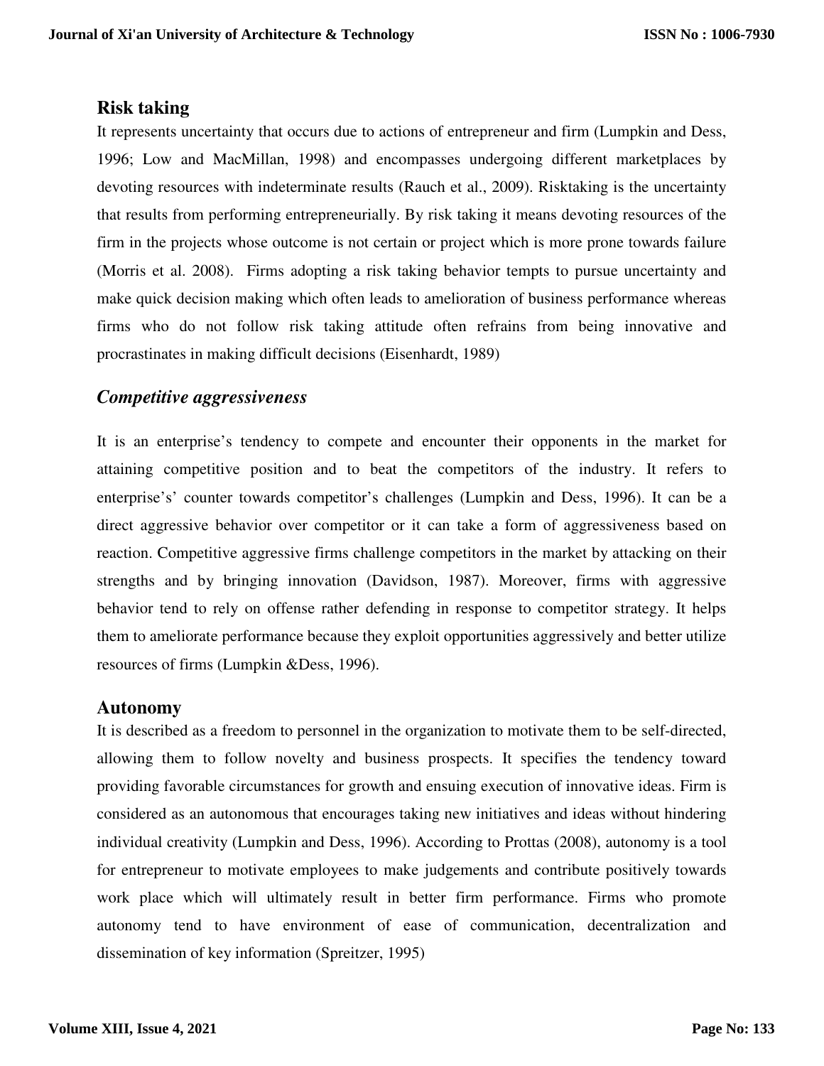## Risk taking

It represents uncertainty that occurs due to actions of entrepreneur and firm (Lumpkin and Dess, 1996; Low and MacMillan, 1998) and encompasses undergoing different marketplaces by devoting resources with indeterminate results (Rauch et al., 2009). Risktaking is the uncertainty that results from performing entrepreneurially. By risk taking it means devoting resources of the firm in the projects whose outcome is not certain or project which is more prone towards failure (Morris et al. 2008). Firms adopting a risk taking behavior tempts to pursue uncertainty and make quick decision making which often leads to amelioration of business performance whereas firms who do not follow risk taking attitude often refrains from being innovative and procrastinates in making difficult decisions (Eisenhardt, 1989)

## *Competitive aggressiveness*

It is an enterprise's tendency to compete and encounter their opponents in the market for attaining competitive position and to beat the competitors of the industry. It refers to enterprise's' counter towards competitor's challenges (Lumpkin and Dess, 1996). It can be a direct aggressive behavior over competitor or it can take a form of aggressiveness based on reaction. Competitive aggressive firms challenge competitors in the market by attacking on their strengths and by bringing innovation (Davidson, 1987). Moreover, firms with aggressive behavior tend to rely on offense rather defending in response to competitor strategy. It helps them to ameliorate performance because they exploit opportunities aggressively and better utilize resources of firms (Lumpkin &Dess, 1996).

## Autonomy

It is described as a freedom to personnel in the organization to motivate them to be self-directed, allowing them to follow novelty and business prospects. It specifies the tendency toward providing favorable circumstances for growth and ensuing execution of innovative ideas. Firm is considered as an autonomous that encourages taking new initiatives and ideas without hindering individual creativity (Lumpkin and Dess, 1996). According to Prottas (2008), autonomy is a tool for entrepreneur to motivate employees to make judgements and contribute positively towards work place which will ultimately result in better firm performance. Firms who promote autonomy tend to have environment of ease of communication, decentralization and dissemination of key information (Spreitzer, 1995)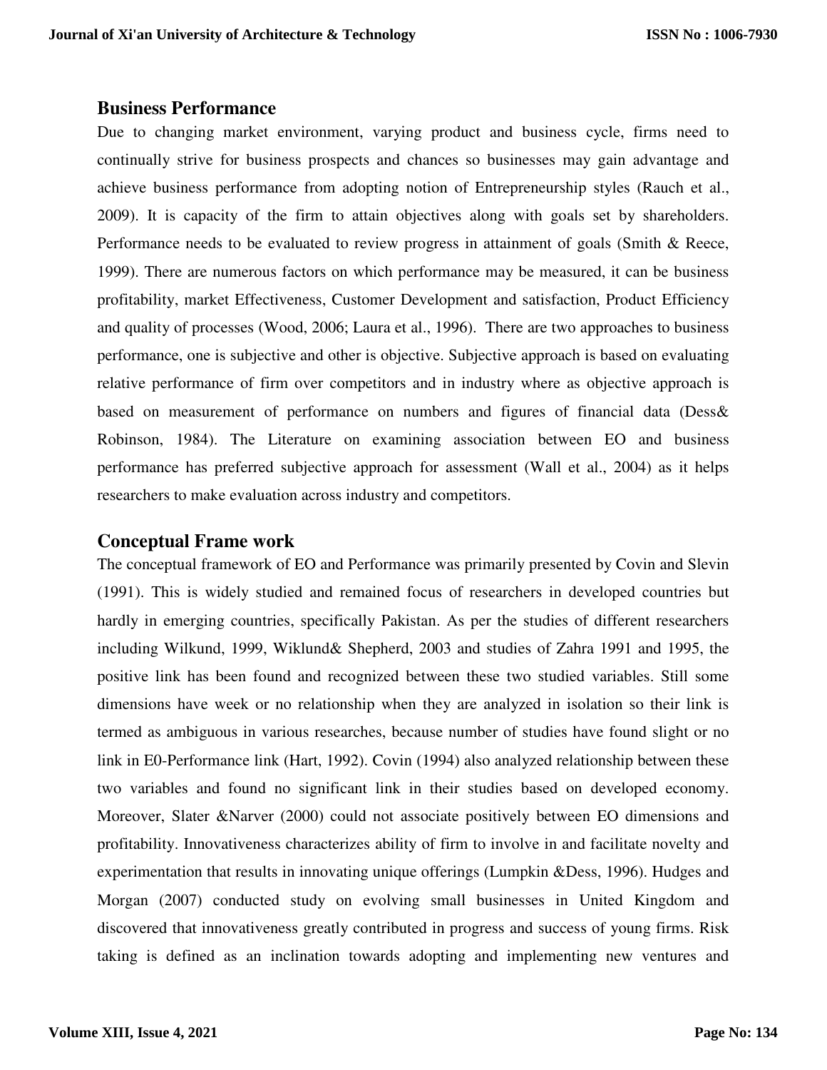## Business Performance

Due to changing market environment, varying product and business cycle, firms need to continually strive for business prospects and chances so businesses may gain advantage and achieve business performance from adopting notion of Entrepreneurship styles (Rauch et al., 2009). It is capacity of the firm to attain objectives along with goals set by shareholders. Performance needs to be evaluated to review progress in attainment of goals (Smith & Reece, 1999). There are numerous factors on which performance may be measured, it can be business profitability, market Effectiveness, Customer Development and satisfaction, Product Efficiency and quality of processes (Wood, 2006; Laura et al., 1996). There are two approaches to business performance, one is subjective and other is objective. Subjective approach is based on evaluating relative performance of firm over competitors and in industry where as objective approach is based on measurement of performance on numbers and figures of financial data (Dess& Robinson, 1984). The Literature on examining association between EO and business performance has preferred subjective approach for assessment (Wall et al., 2004) as it helps researchers to make evaluation across industry and competitors.

## Conceptual Frame work

The conceptual framework of EO and Performance was primarily presented by Covin and Slevin (1991). This is widely studied and remained focus of researchers in developed countries but hardly in emerging countries, specifically Pakistan. As per the studies of different researchers including Wilkund, 1999, Wiklund& Shepherd, 2003 and studies of Zahra 1991 and 1995, the positive link has been found and recognized between these two studied variables. Still some dimensions have week or no relationship when they are analyzed in isolation so their link is termed as ambiguous in various researches, because number of studies have found slight or no link in E0-Performance link (Hart, 1992). Covin (1994) also analyzed relationship between these two variables and found no significant link in their studies based on developed economy. Moreover, Slater &Narver (2000) could not associate positively between EO dimensions and profitability. Innovativeness characterizes ability of firm to involve in and facilitate novelty and experimentation that results in innovating unique offerings (Lumpkin &Dess, 1996). Hudges and Morgan (2007) conducted study on evolving small businesses in United Kingdom and discovered that innovativeness greatly contributed in progress and success of young firms. Risk taking is defined as an inclination towards adopting and implementing new ventures and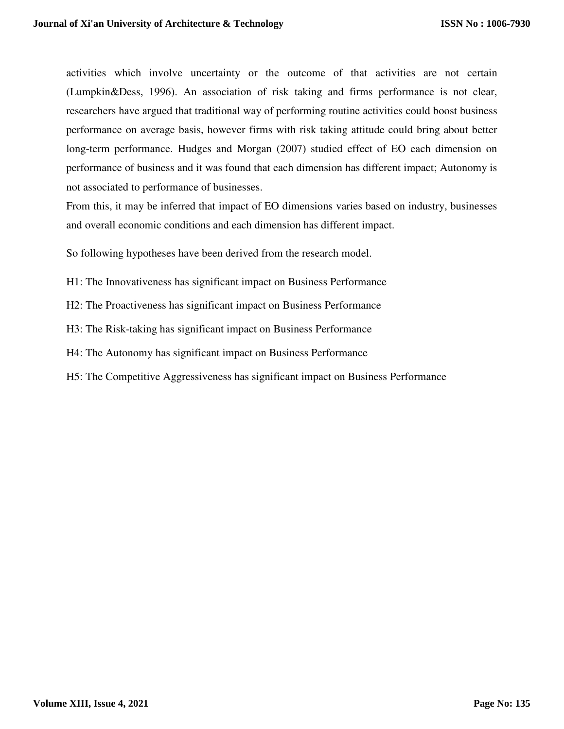activities which involve uncertainty or the outcome of that activities are not certain (Lumpkin&Dess, 1996). An association of risk taking and firms performance is not clear, researchers have argued that traditional way of performing routine activities could boost business performance on average basis, however firms with risk taking attitude could bring about better long-term performance. Hudges and Morgan (2007) studied effect of EO each dimension on performance of business and it was found that each dimension has different impact; Autonomy is not associated to performance of businesses.

From this, it may be inferred that impact of EO dimensions varies based on industry, businesses and overall economic conditions and each dimension has different impact.

So following hypotheses have been derived from the research model.

H1: The Innovativeness has significant impact on Business Performance

H2: The Proactiveness has significant impact on Business Performance

H3: The Risk-taking has significant impact on Business Performance

H4: The Autonomy has significant impact on Business Performance

H5: The Competitive Aggressiveness has significant impact on Business Performance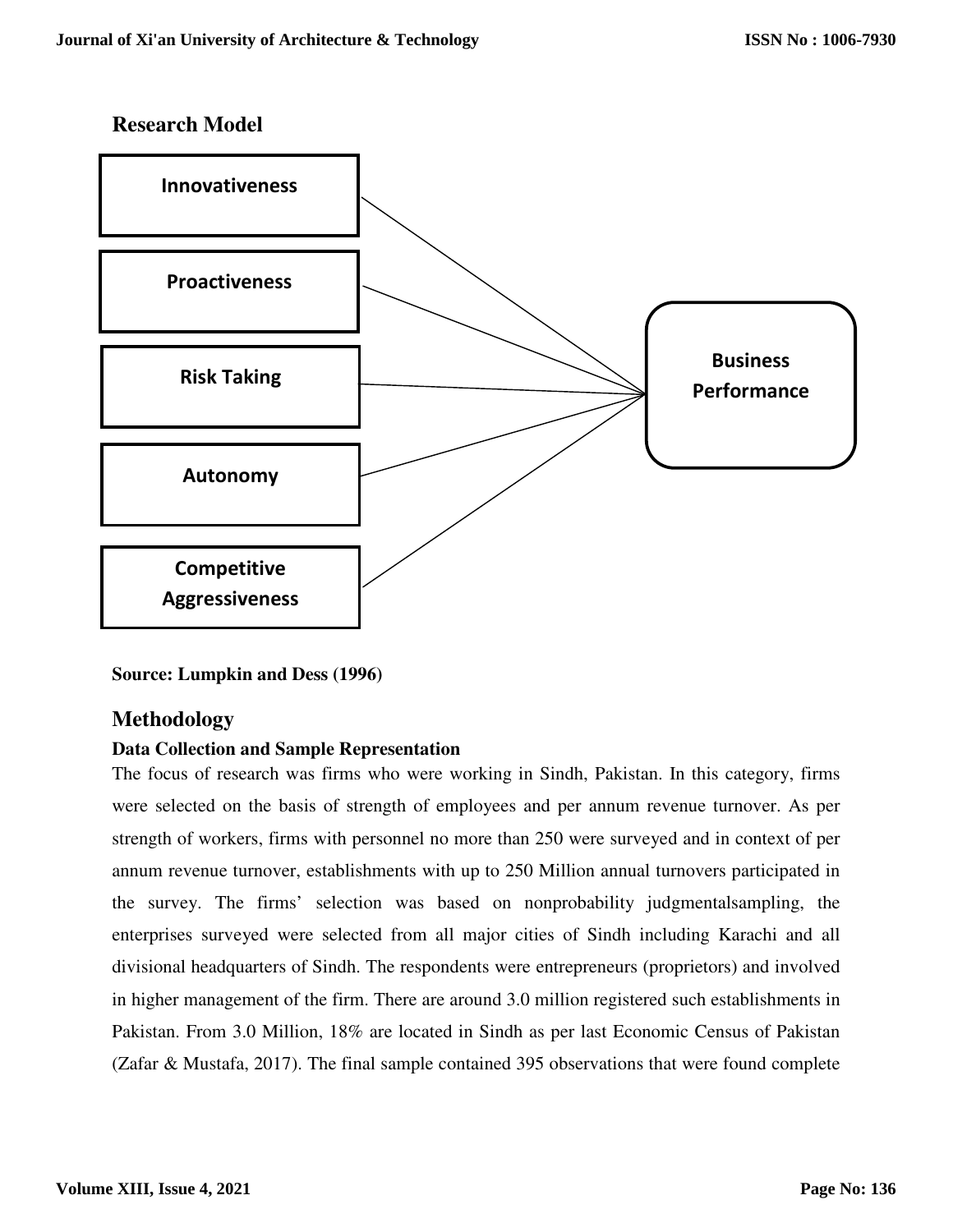## Research Model

Innovativeness

Proactiveness

Risk Taking

Autonomy

Competitive Aggressiveness

Business Performance

**Source: Lumpkin and Dess (1996)**

## Methodology

### Data Collection and Sample Representation

The focus of research was firms who were working in Sindh, Pakistan. In this category, firms were selected on the basis of strength of employees and per annum revenue turnover. As per strength of workers, firms with personnel no more than 250 were surveyed and in context of per annum revenue turnover, establishments with up to 250 Million annual turnovers participated in the survey. The firms' selection was based on nonprobability judgmentalsampling, the enterprises surveyed were selected from all major cities of Sindh including Karachi and all divisional headquarters of Sindh. The respondents were entrepreneurs (proprietors) and involved in higher management of the firm. There are around 3.0 million registered such establishments in Pakistan. From 3.0 Million, 18% are located in Sindh as per last Economic Census of Pakistan (Zafar & Mustafa, 2017). The final sample contained 395 observations that were found complete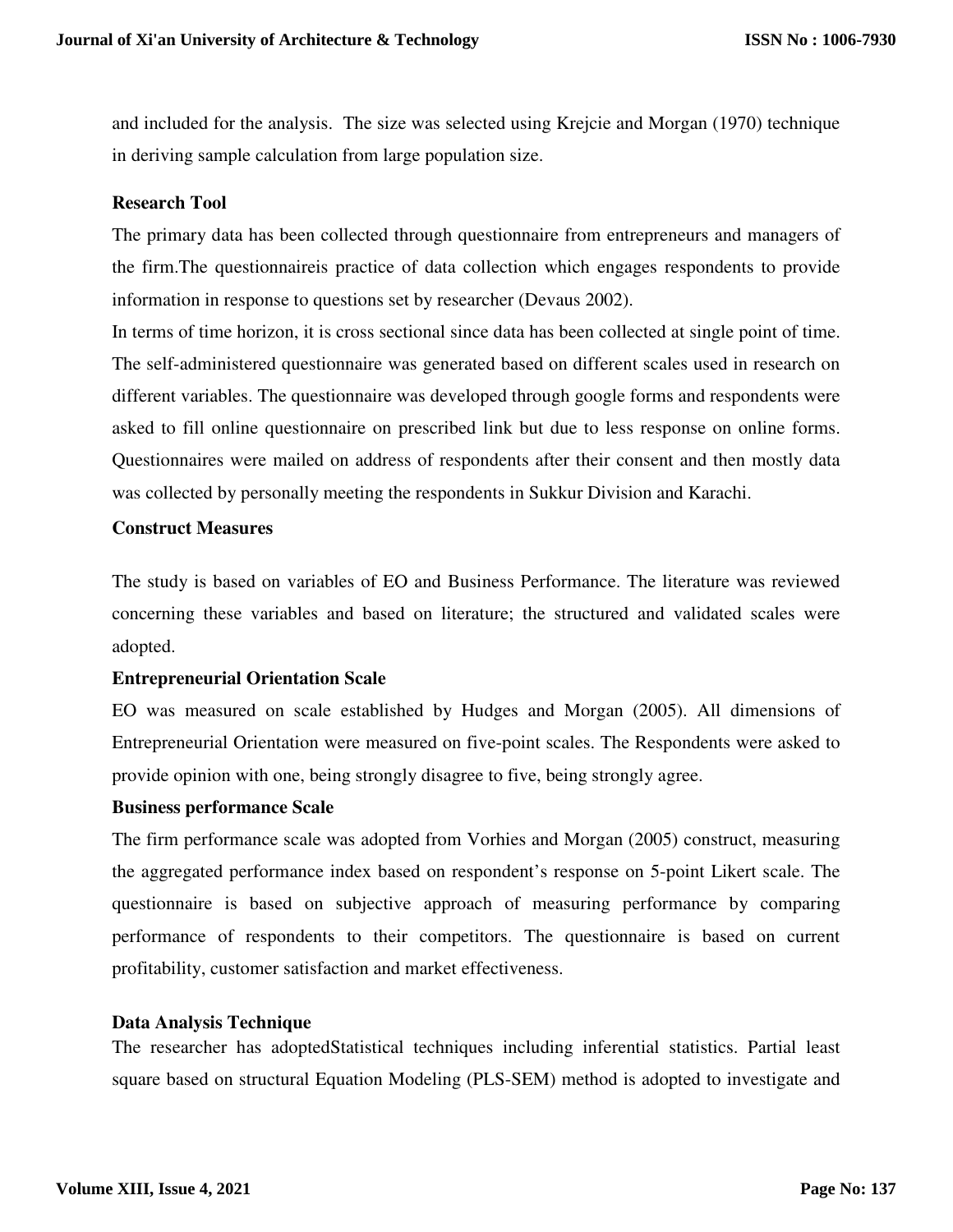and included for the analysis.  The size was selected using Krejcie and Morgan (1970) technique in deriving sample calculation from large population size.

**Research Tool**

The primary data has been collected through questionnaire from entrepreneurs and managers of the firm.The questionnaireis practice of data collection which engages respondents to provide information in response to questions set by researcher (Devaus 2002).

In terms of time horizon, it is cross sectional since data has been collected at single point of time. The self-administered questionnaire was generated based on different scales used in research on different variables. The questionnaire was developed through google forms and respondents were asked to fill online questionnaire on prescribed link but due to less response on online forms. Questionnaires were mailed on address of respondents after their consent and then mostly data was collected by personally meeting the respondents in Sukkur Division and Karachi.

**Construct Measures**

The study is based on variables of EO and Business Performance. The literature was reviewed concerning these variables and based on literature; the structured and validated scales were adopted.

**Entrepreneurial Orientation Scale**

EO was measured on scale established by Hudges and Morgan (2005). All dimensions of Entrepreneurial Orientation were measured on five-point scales. The Respondents were asked to provide opinion with one, being strongly disagree to five, being strongly agree.

**Business performance Scale**

The firm performance scale was adopted from Vorhies and Morgan (2005) construct, measuring the aggregated performance index based on respondent's response on 5-point Likert scale. The questionnaire is based on subjective approach of measuring performance by comparing performance of respondents to their competitors. The questionnaire is based on current profitability, customer satisfaction and market effectiveness.

**Data Analysis Technique**

The researcher has adoptedStatistical techniques including inferential statistics. Partial least square based on structural Equation Modeling (PLS-SEM) method is adopted to investigate and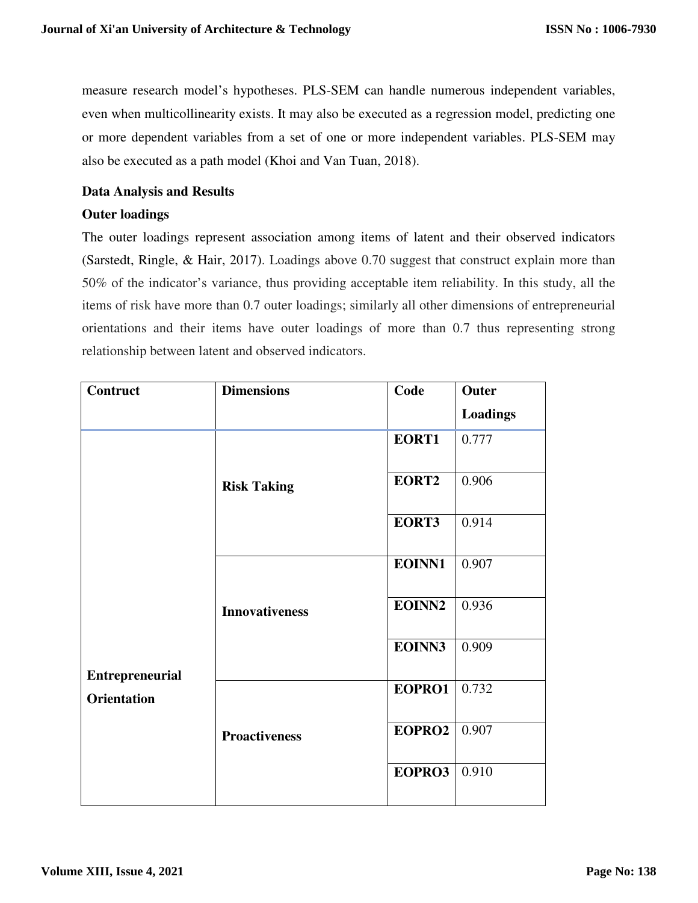measure research model's hypotheses. PLS-SEM can handle numerous independent variables, even when multicollinearity exists. It may also be executed as a regression model, predicting one or more dependent variables from a set of one or more independent variables. PLS-SEM may also be executed as a path model (Khoi and Van Tuan, 2018).

**Data Analysis and Results**

**Outer loadings**

The outer loadings represent association among items of latent and their observed indicators (Sarstedt, Ringle, & Hair, 2017). Loadings above 0.70 suggest that construct explain more than 50% of the indicator's variance, thus providing acceptable item reliability. In this study, all the items of risk have more than 0.7 outer loadings; similarly all other dimensions of entrepreneurial orientations and their items have outer loadings of more than 0.7 thus representing strong relationship between latent and observed indicators.

| Contruct | Dimensions | Code | Outer Loadings |
|---|---|---|---|
| Entrepreneurial Orientation | Risk Taking | EORT1 | 0.777 |
| | | EORT2 | 0.906 |
| | | EORT3 | 0.914 |
| | Innovativeness | EOINN1 | 0.907 |
| | | EOINN2 | 0.936 |
| | | EOINN3 | 0.909 |
| | Proactiveness | EOPRO1 | 0.732 |
| | | EOPRO2 | 0.907 |
| | | EOPRO3 | 0.910 |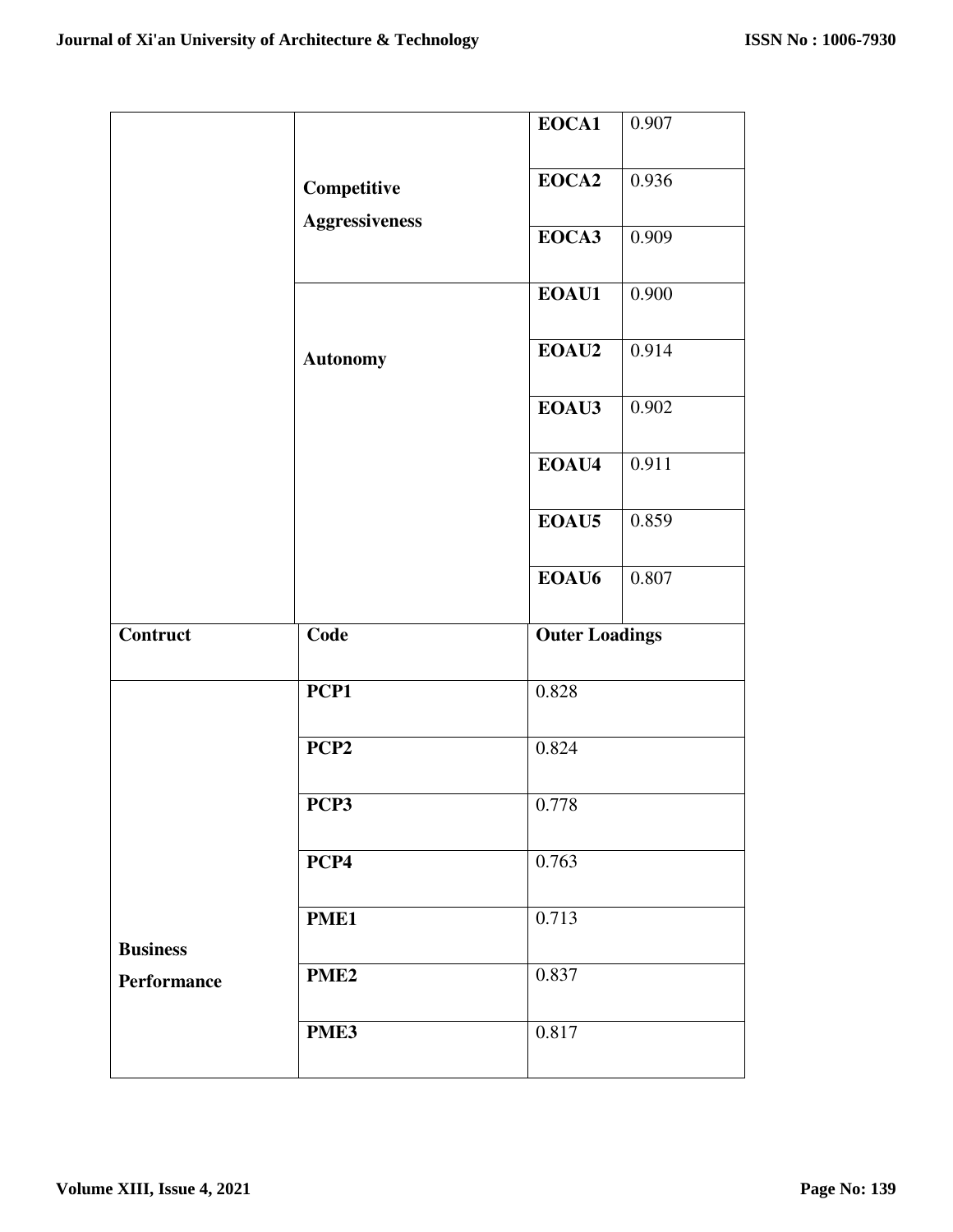| | | | |
|---|---|---|---|
| | Competitive Aggressiveness | **EOCA1** | 0.907 |
| | | **EOCA2** | 0.936 |
| | | **EOCA3** | 0.909 |
| | Autonomy | **EOAU1** | 0.900 |
| | | **EOAU2** | 0.914 |
| | | **EOAU3** | 0.902 |
| | | **EOAU4** | 0.911 |
| | | **EOAU5** | 0.859 |
| | | **EOAU6** | 0.807 |

| Contruct | Code | Outer Loadings |
|---|---|---|
| Business Performance | **PCP1** | 0.828 |
| | **PCP2** | 0.824 |
| | **PCP3** | 0.778 |
| | **PCP4** | 0.763 |
| | **PME1** | 0.713 |
| | **PME2** | 0.837 |
| | **PME3** | 0.817 |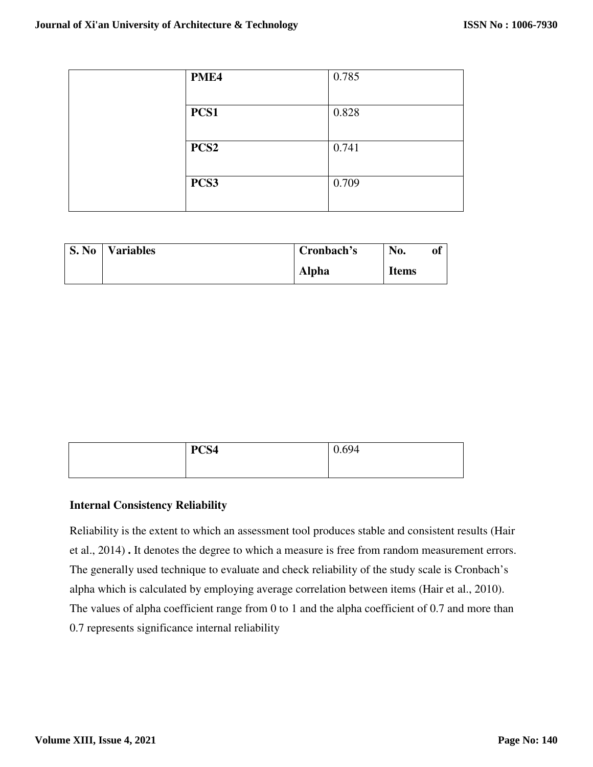|  | PME4 | 0.785 |
|---|---|---|
|  | PCS1 | 0.828 |
|  | PCS2 | 0.741 |
|  | PCS3 | 0.709 |

| S. No | Variables | Cronbach's Alpha | No. of Items |
|---|---|---|---|

|  | PCS4 | 0.694 |
|---|---|---|

**Internal Consistency Reliability**

Reliability is the extent to which an assessment tool produces stable and consistent results (Hair et al., 2014) **.** It denotes the degree to which a measure is free from random measurement errors. The generally used technique to evaluate and check reliability of the study scale is Cronbach's alpha which is calculated by employing average correlation between items (Hair et al., 2010). The values of alpha coefficient range from 0 to 1 and the alpha coefficient of 0.7 and more than 0.7 represents significance internal reliability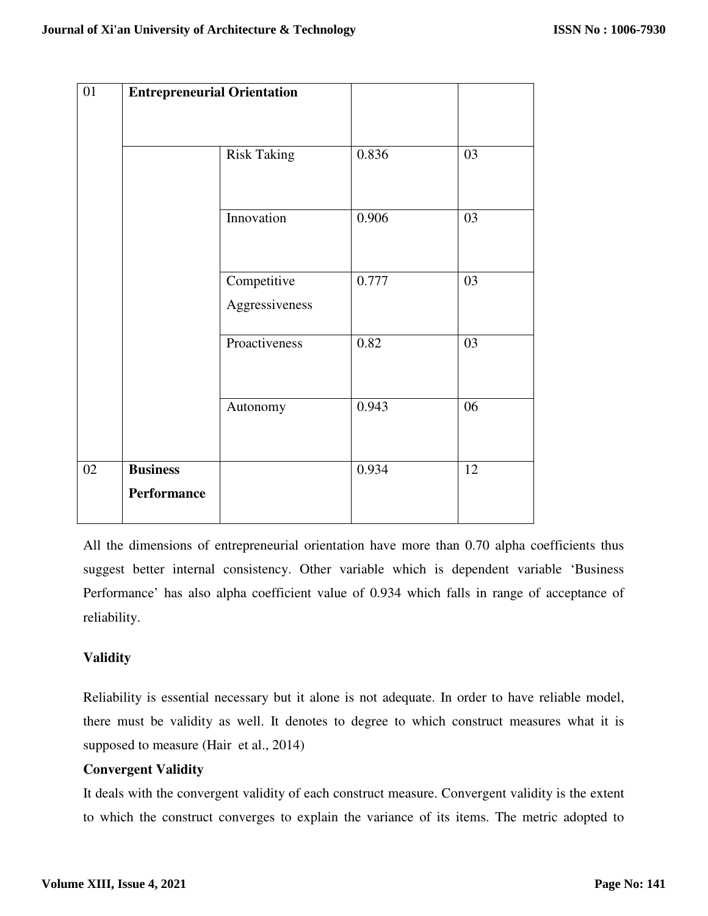| 01 | **Entrepreneurial Orientation** | | | |
|---|---|---|---|---|
| | | Risk Taking | 0.836 | 03 |
| | | Innovation | 0.906 | 03 |
| | | Competitive Aggressiveness | 0.777 | 03 |
| | | Proactiveness | 0.82 | 03 |
| | | Autonomy | 0.943 | 06 |
| 02 | **Business Performance** | | 0.934 | 12 |

All the dimensions of entrepreneurial orientation have more than 0.70 alpha coefficients thus suggest better internal consistency. Other variable which is dependent variable 'Business Performance' has also alpha coefficient value of 0.934 which falls in range of acceptance of reliability.

**Validity**

Reliability is essential necessary but it alone is not adequate. In order to have reliable model, there must be validity as well. It denotes to degree to which construct measures what it is supposed to measure (Hair et al., 2014)

**Convergent Validity**

It deals with the convergent validity of each construct measure. Convergent validity is the extent to which the construct converges to explain the variance of its items. The metric adopted to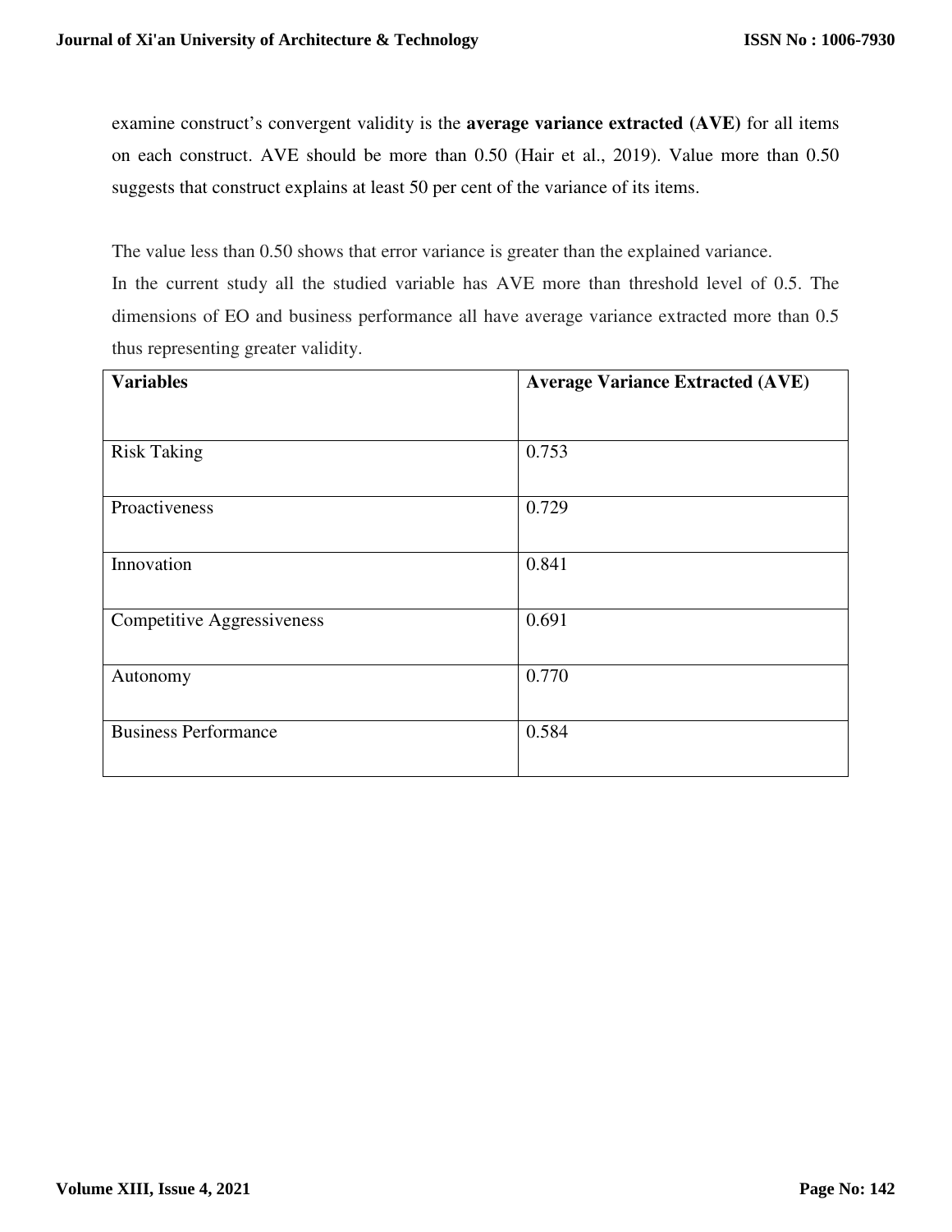examine construct's convergent validity is the **average variance extracted (AVE)** for all items on each construct. AVE should be more than 0.50 (Hair et al., 2019). Value more than 0.50 suggests that construct explains at least 50 per cent of the variance of its items.

The value less than 0.50 shows that error variance is greater than the explained variance.
In the current study all the studied variable has AVE more than threshold level of 0.5. The dimensions of EO and business performance all have average variance extracted more than 0.5 thus representing greater validity.

| **Variables** | **Average Variance Extracted (AVE)** |
|---|---|
| Risk Taking | 0.753 |
| Proactiveness | 0.729 |
| Innovation | 0.841 |
| Competitive Aggressiveness | 0.691 |
| Autonomy | 0.770 |
| Business Performance | 0.584 |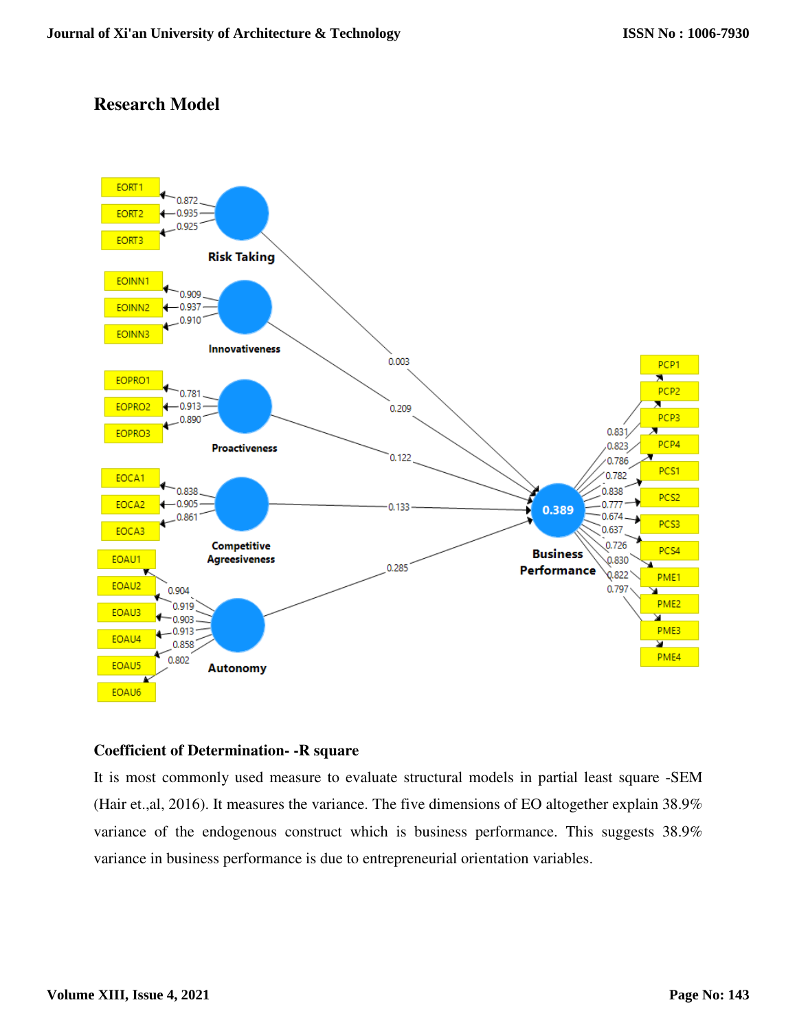## Research Model

### Coefficient of Determination- -R square

It is most commonly used measure to evaluate structural models in partial least square -SEM (Hair et.,al, 2016). It measures the variance. The five dimensions of EO altogether explain 38.9% variance of the endogenous construct which is business performance. This suggests 38.9% variance in business performance is due to entrepreneurial orientation variables.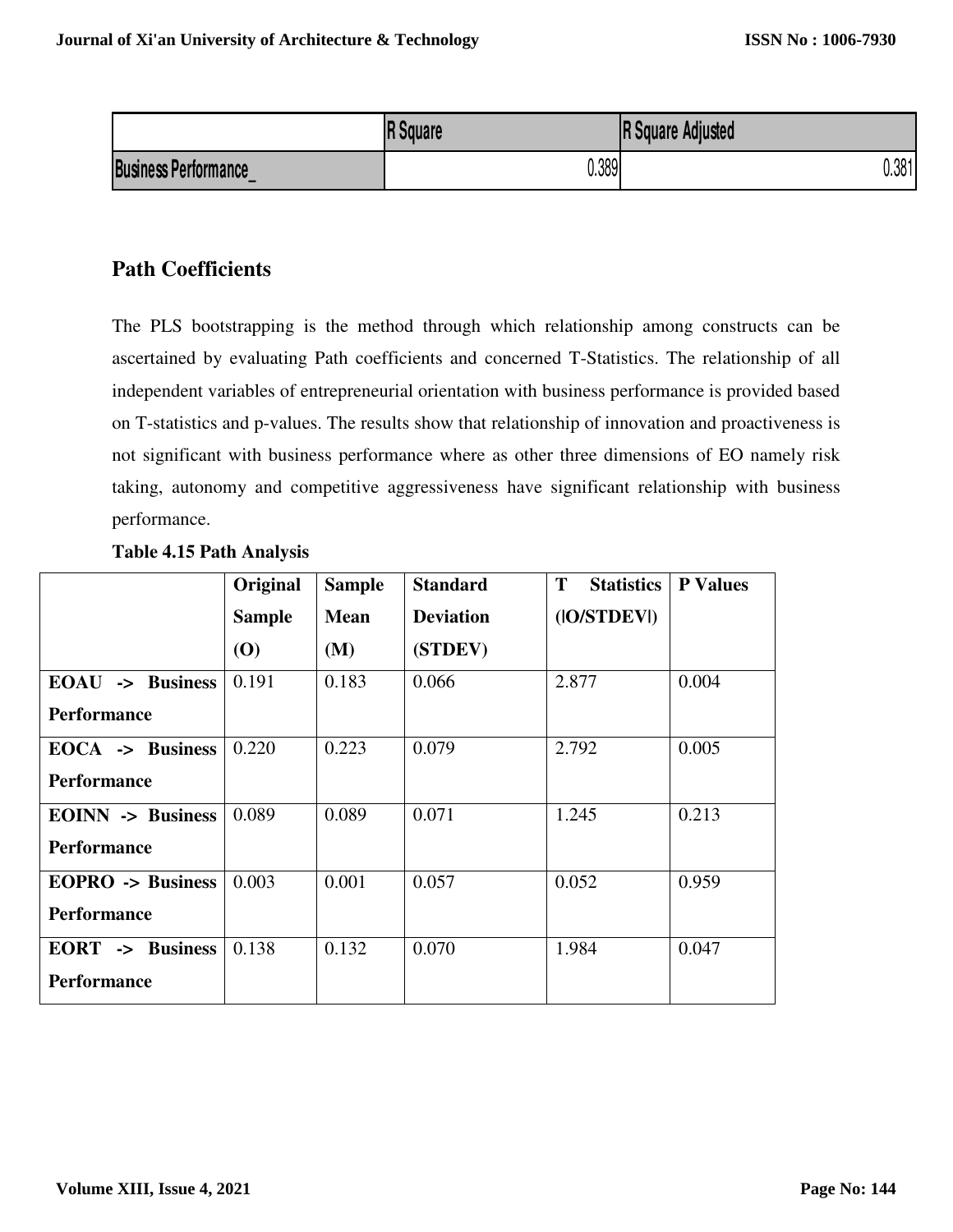| | R Square | R Square Adjusted |
|---|---|---|
| Business Performance_ | 0.389 | 0.381 |

## Path Coefficients

The PLS bootstrapping is the method through which relationship among constructs can be ascertained by evaluating Path coefficients and concerned T-Statistics. The relationship of all independent variables of entrepreneurial orientation with business performance is provided based on T-statistics and p-values. The results show that relationship of innovation and proactiveness is not significant with business performance where as other three dimensions of EO namely risk taking, autonomy and competitive aggressiveness have significant relationship with business performance.

**Table 4.15 Path Analysis**

| | Original Sample (O) | Sample Mean (M) | Standard Deviation (STDEV) | T Statistics (\|O/STDEV\|) | P Values |
|---|---|---|---|---|---|
| **EOAU -> Business Performance** | 0.191 | 0.183 | 0.066 | 2.877 | 0.004 |
| **EOCA -> Business Performance** | 0.220 | 0.223 | 0.079 | 2.792 | 0.005 |
| **EOINN -> Business Performance** | 0.089 | 0.089 | 0.071 | 1.245 | 0.213 |
| **EOPRO -> Business Performance** | 0.003 | 0.001 | 0.057 | 0.052 | 0.959 |
| **EORT -> Business Performance** | 0.138 | 0.132 | 0.070 | 1.984 | 0.047 |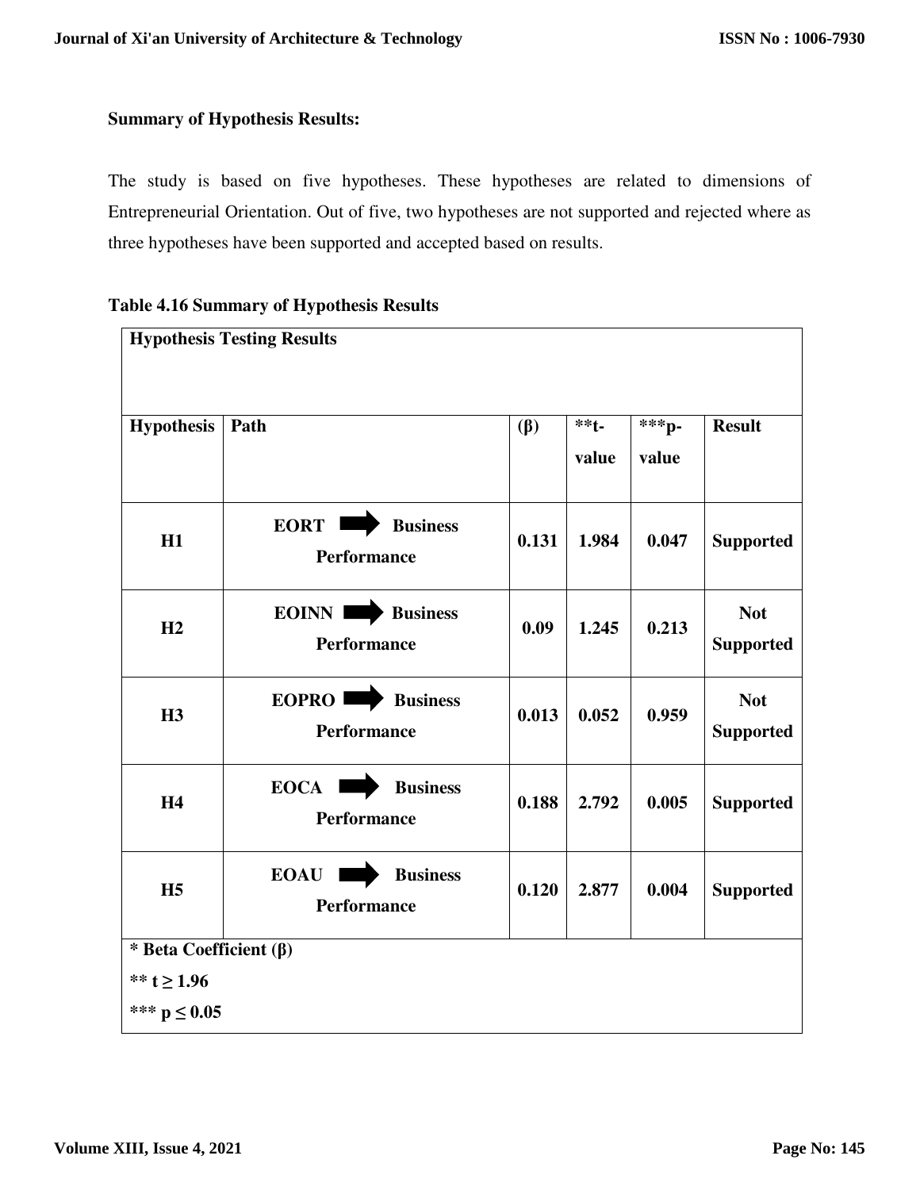**Summary of Hypothesis Results:**

The study is based on five hypotheses. These hypotheses are related to dimensions of Entrepreneurial Orientation. Out of five, two hypotheses are not supported and rejected where as three hypotheses have been supported and accepted based on results.

**Table 4.16 Summary of Hypothesis Results**

| **Hypothesis Testing Results** | | | | | |
|---|---|---|---|---|---|
| **Hypothesis** | **Path** | **(β)** | **\*\*t-value** | **\*\*\*p-value** | **Result** |
| **H1** | **EORT → Business Performance** | **0.131** | **1.984** | **0.047** | **Supported** |
| **H2** | **EOINN → Business Performance** | **0.09** | **1.245** | **0.213** | **Not Supported** |
| **H3** | **EOPRO → Business Performance** | **0.013** | **0.052** | **0.959** | **Not Supported** |
| **H4** | **EOCA → Business Performance** | **0.188** | **2.792** | **0.005** | **Supported** |
| **H5** | **EOAU → Business Performance** | **0.120** | **2.877** | **0.004** | **Supported** |

**\* Beta Coefficient (β)**
**\*\* $t \geq 1.96$**
**\*\*\* $p \leq 0.05$**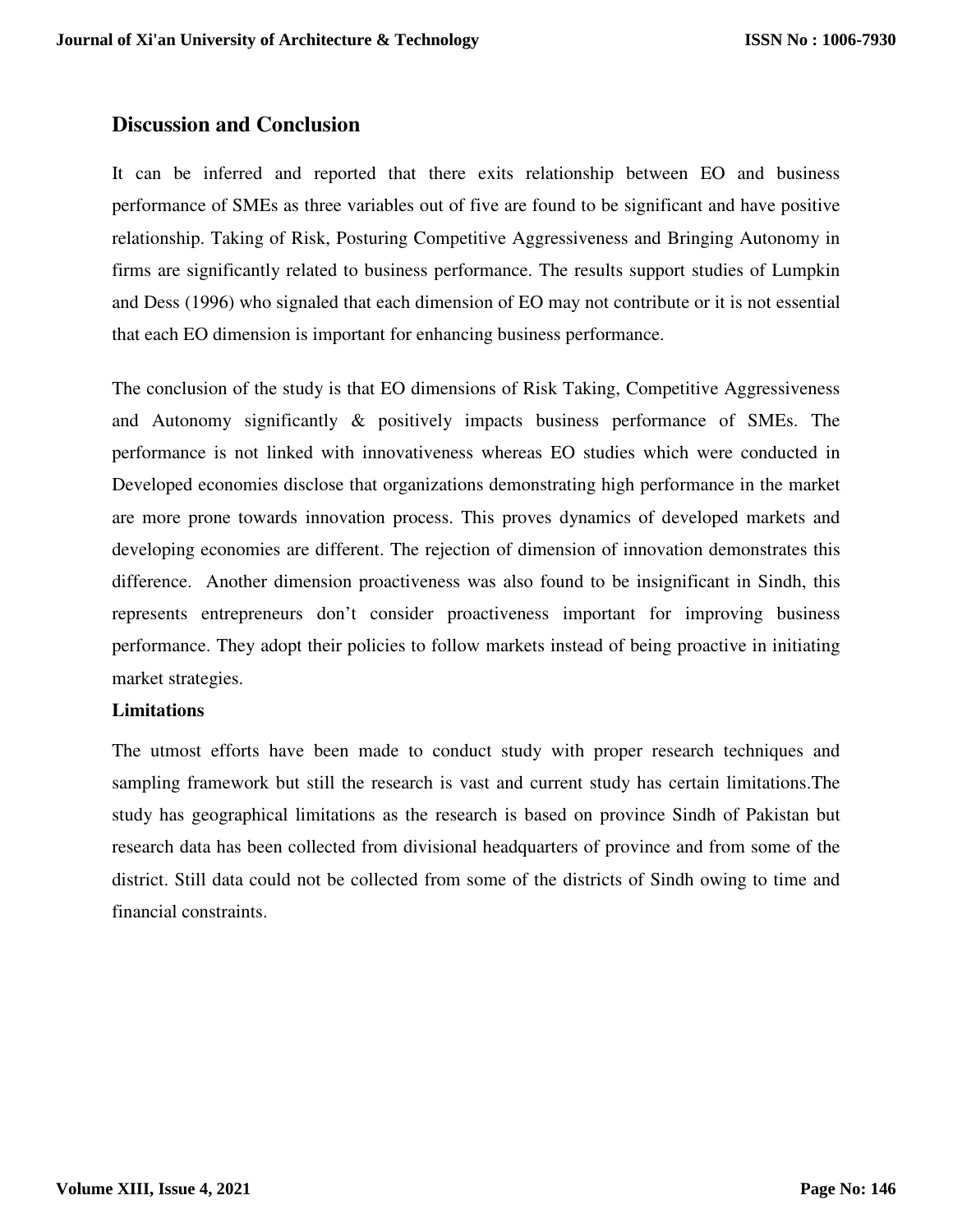## Discussion and Conclusion

It can be inferred and reported that there exits relationship between EO and business performance of SMEs as three variables out of five are found to be significant and have positive relationship. Taking of Risk, Posturing Competitive Aggressiveness and Bringing Autonomy in firms are significantly related to business performance. The results support studies of Lumpkin and Dess (1996) who signaled that each dimension of EO may not contribute or it is not essential that each EO dimension is important for enhancing business performance.

The conclusion of the study is that EO dimensions of Risk Taking, Competitive Aggressiveness and Autonomy significantly & positively impacts business performance of SMEs. The performance is not linked with innovativeness whereas EO studies which were conducted in Developed economies disclose that organizations demonstrating high performance in the market are more prone towards innovation process. This proves dynamics of developed markets and developing economies are different. The rejection of dimension of innovation demonstrates this difference. Another dimension proactiveness was also found to be insignificant in Sindh, this represents entrepreneurs don't consider proactiveness important for improving business performance. They adopt their policies to follow markets instead of being proactive in initiating market strategies.

**Limitations**

The utmost efforts have been made to conduct study with proper research techniques and sampling framework but still the research is vast and current study has certain limitations.The study has geographical limitations as the research is based on province Sindh of Pakistan but research data has been collected from divisional headquarters of province and from some of the district. Still data could not be collected from some of the districts of Sindh owing to time and financial constraints.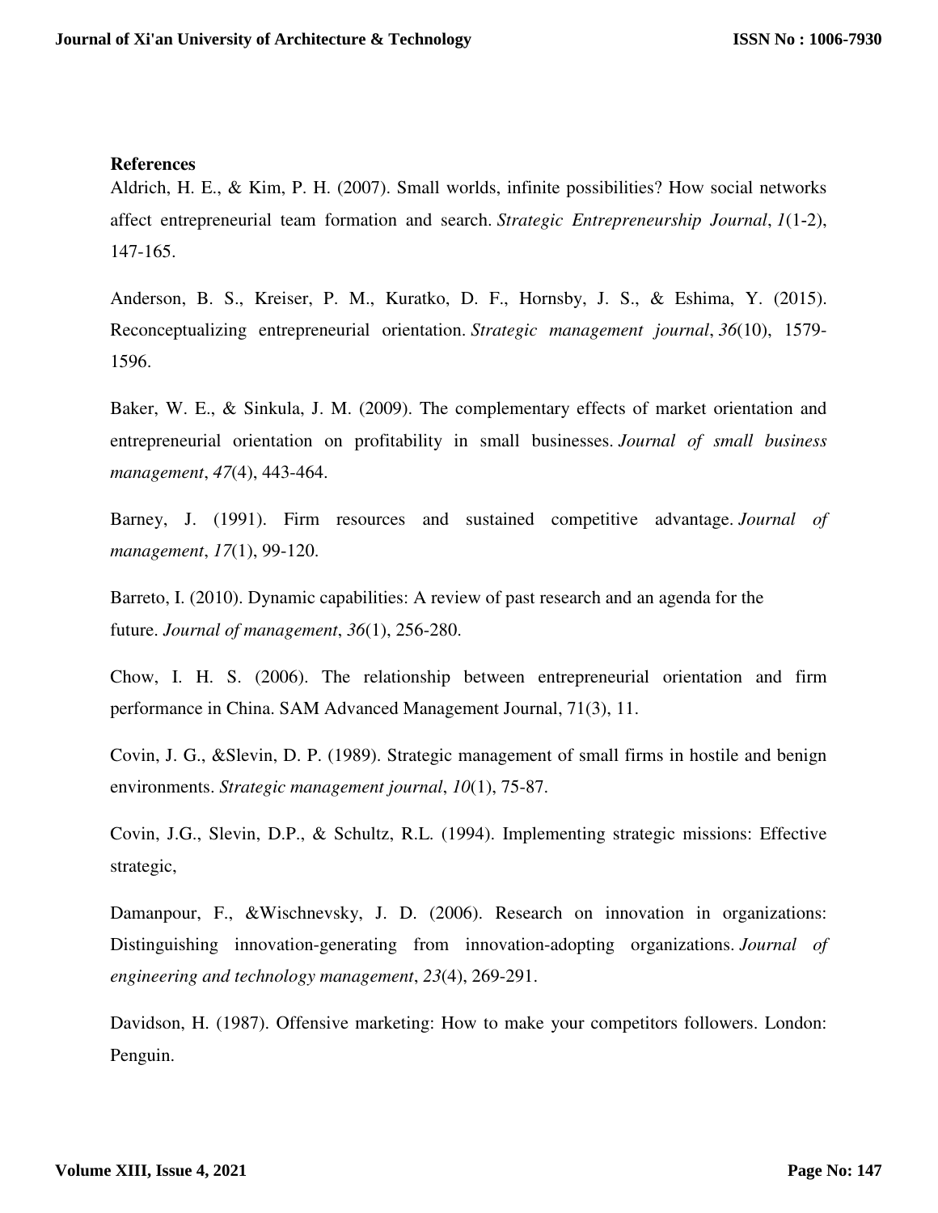## References

Aldrich, H. E., & Kim, P. H. (2007). Small worlds, infinite possibilities? How social networks affect entrepreneurial team formation and search. *Strategic Entrepreneurship Journal*, *1*(1-2), 147-165.

Anderson, B. S., Kreiser, P. M., Kuratko, D. F., Hornsby, J. S., & Eshima, Y. (2015). Reconceptualizing entrepreneurial orientation. *Strategic management journal*, *36*(10), 1579-1596.

Baker, W. E., & Sinkula, J. M. (2009). The complementary effects of market orientation and entrepreneurial orientation on profitability in small businesses. *Journal of small business management*, *47*(4), 443-464.

Barney, J. (1991). Firm resources and sustained competitive advantage. *Journal of management*, *17*(1), 99-120.

Barreto, I. (2010). Dynamic capabilities: A review of past research and an agenda for the future. *Journal of management*, *36*(1), 256-280.

Chow, I. H. S. (2006). The relationship between entrepreneurial orientation and firm performance in China. SAM Advanced Management Journal, 71(3), 11.

Covin, J. G., &Slevin, D. P. (1989). Strategic management of small firms in hostile and benign environments. *Strategic management journal*, *10*(1), 75-87.

Covin, J.G., Slevin, D.P., & Schultz, R.L. (1994). Implementing strategic missions: Effective strategic,

Damanpour, F., &Wischnevsky, J. D. (2006). Research on innovation in organizations: Distinguishing innovation-generating from innovation-adopting organizations. *Journal of engineering and technology management*, *23*(4), 269-291.

Davidson, H. (1987). Offensive marketing: How to make your competitors followers. London: Penguin.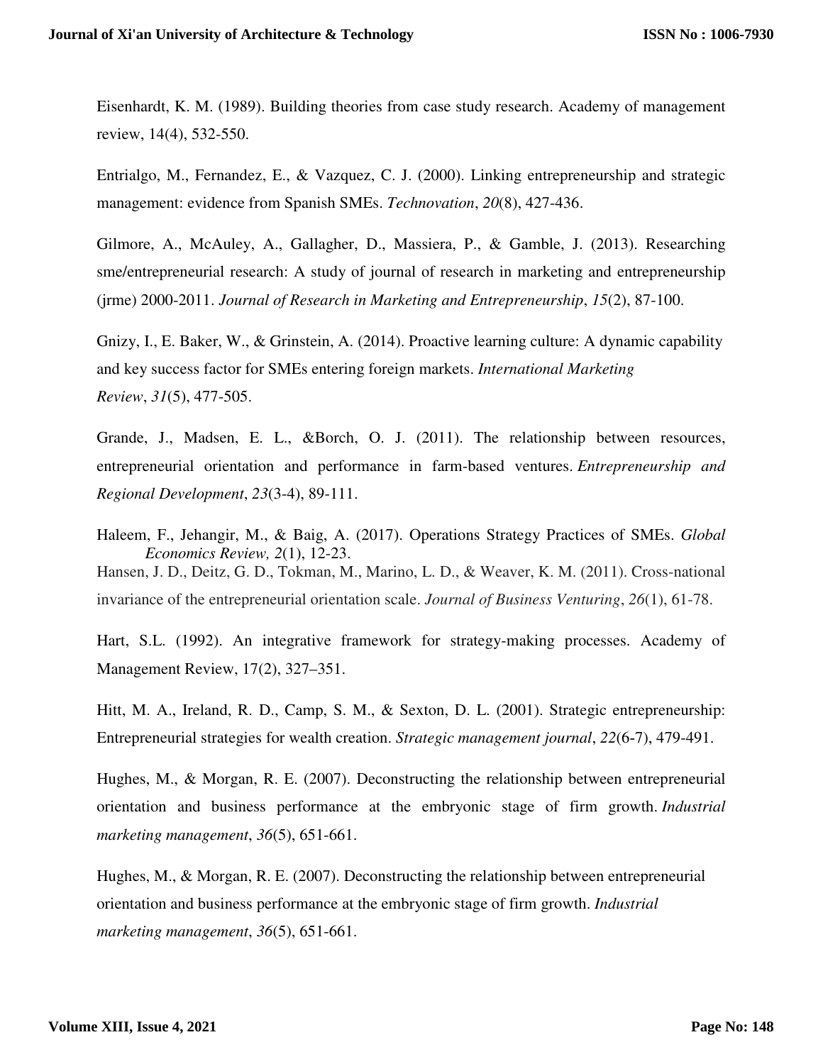Eisenhardt, K. M. (1989). Building theories from case study research. Academy of management review, 14(4), 532-550.

Entrialgo, M., Fernandez, E., & Vazquez, C. J. (2000). Linking entrepreneurship and strategic management: evidence from Spanish SMEs. *Technovation*, *20*(8), 427-436.

Gilmore, A., McAuley, A., Gallagher, D., Massiera, P., & Gamble, J. (2013). Researching sme/entrepreneurial research: A study of journal of research in marketing and entrepreneurship (jrme) 2000-2011. *Journal of Research in Marketing and Entrepreneurship*, *15*(2), 87-100.

Gnizy, I., E. Baker, W., & Grinstein, A. (2014). Proactive learning culture: A dynamic capability and key success factor for SMEs entering foreign markets. *International Marketing Review*, *31*(5), 477-505.

Grande, J., Madsen, E. L., &Borch, O. J. (2011). The relationship between resources, entrepreneurial orientation and performance in farm-based ventures. *Entrepreneurship and Regional Development*, *23*(3-4), 89-111.

Haleem, F., Jehangir, M., & Baig, A. (2017). Operations Strategy Practices of SMEs. *Global Economics Review, 2*(1), 12-23.

Hansen, J. D., Deitz, G. D., Tokman, M., Marino, L. D., & Weaver, K. M. (2011). Cross-national invariance of the entrepreneurial orientation scale. *Journal of Business Venturing*, *26*(1), 61-78.

Hart, S.L. (1992). An integrative framework for strategy-making processes. Academy of Management Review, 17(2), 327–351.

Hitt, M. A., Ireland, R. D., Camp, S. M., & Sexton, D. L. (2001). Strategic entrepreneurship: Entrepreneurial strategies for wealth creation. *Strategic management journal*, *22*(6-7), 479-491.

Hughes, M., & Morgan, R. E. (2007). Deconstructing the relationship between entrepreneurial orientation and business performance at the embryonic stage of firm growth. *Industrial marketing management*, *36*(5), 651-661.

Hughes, M., & Morgan, R. E. (2007). Deconstructing the relationship between entrepreneurial orientation and business performance at the embryonic stage of firm growth. *Industrial marketing management*, *36*(5), 651-661.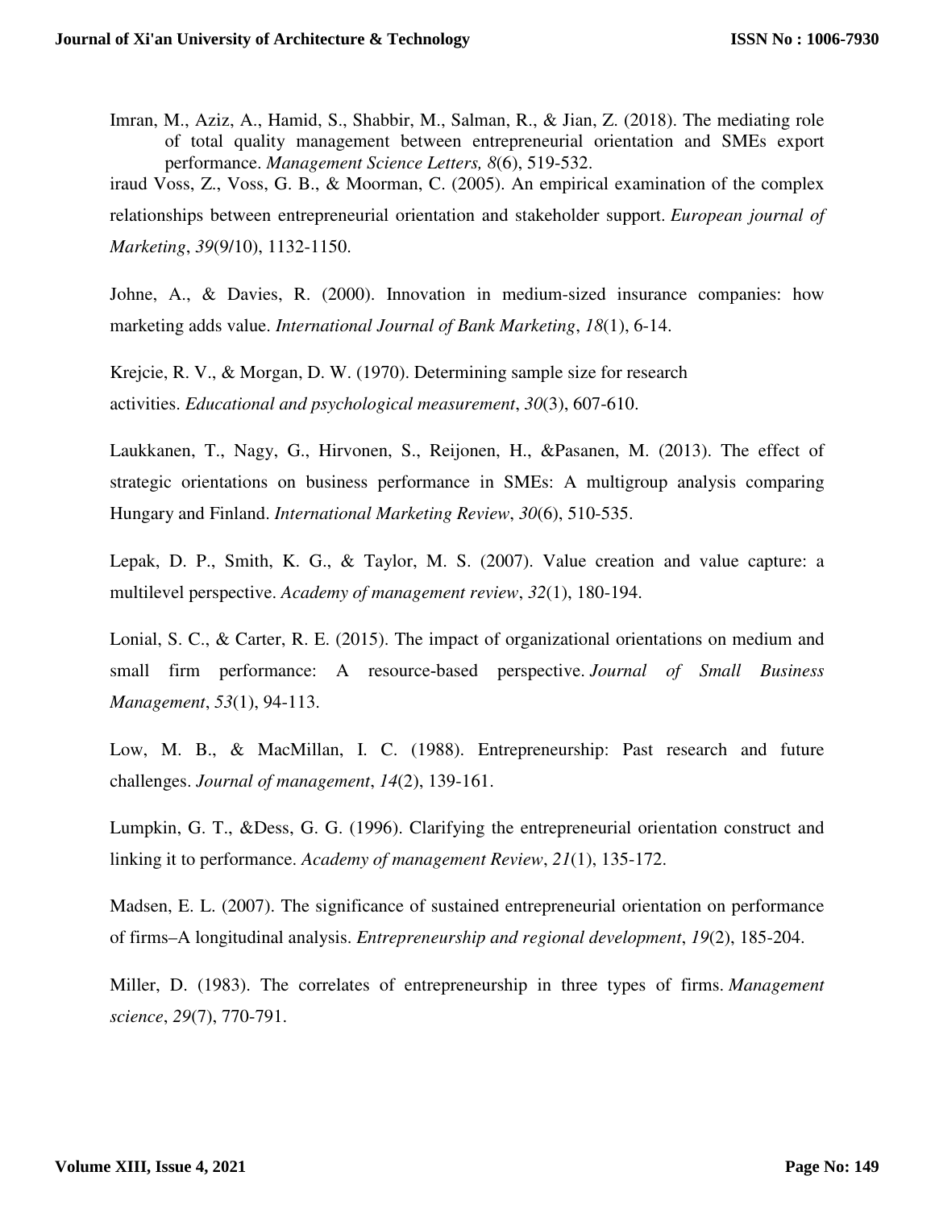Imran, M., Aziz, A., Hamid, S., Shabbir, M., Salman, R., & Jian, Z. (2018). The mediating role of total quality management between entrepreneurial orientation and SMEs export performance. *Management Science Letters, 8*(6), 519-532.

iraud Voss, Z., Voss, G. B., & Moorman, C. (2005). An empirical examination of the complex relationships between entrepreneurial orientation and stakeholder support. *European journal of Marketing*, *39*(9/10), 1132-1150.

Johne, A., & Davies, R. (2000). Innovation in medium-sized insurance companies: how marketing adds value. *International Journal of Bank Marketing*, *18*(1), 6-14.

Krejcie, R. V., & Morgan, D. W. (1970). Determining sample size for research activities. *Educational and psychological measurement*, *30*(3), 607-610.

Laukkanen, T., Nagy, G., Hirvonen, S., Reijonen, H., &Pasanen, M. (2013). The effect of strategic orientations on business performance in SMEs: A multigroup analysis comparing Hungary and Finland. *International Marketing Review*, *30*(6), 510-535.

Lepak, D. P., Smith, K. G., & Taylor, M. S. (2007). Value creation and value capture: a multilevel perspective. *Academy of management review*, *32*(1), 180-194.

Lonial, S. C., & Carter, R. E. (2015). The impact of organizational orientations on medium and small firm performance: A resource-based perspective. *Journal of Small Business Management*, *53*(1), 94-113.

Low, M. B., & MacMillan, I. C. (1988). Entrepreneurship: Past research and future challenges. *Journal of management*, *14*(2), 139-161.

Lumpkin, G. T., &Dess, G. G. (1996). Clarifying the entrepreneurial orientation construct and linking it to performance. *Academy of management Review*, *21*(1), 135-172.

Madsen, E. L. (2007). The significance of sustained entrepreneurial orientation on performance of firms–A longitudinal analysis. *Entrepreneurship and regional development*, *19*(2), 185-204.

Miller, D. (1983). The correlates of entrepreneurship in three types of firms. *Management science*, *29*(7), 770-791.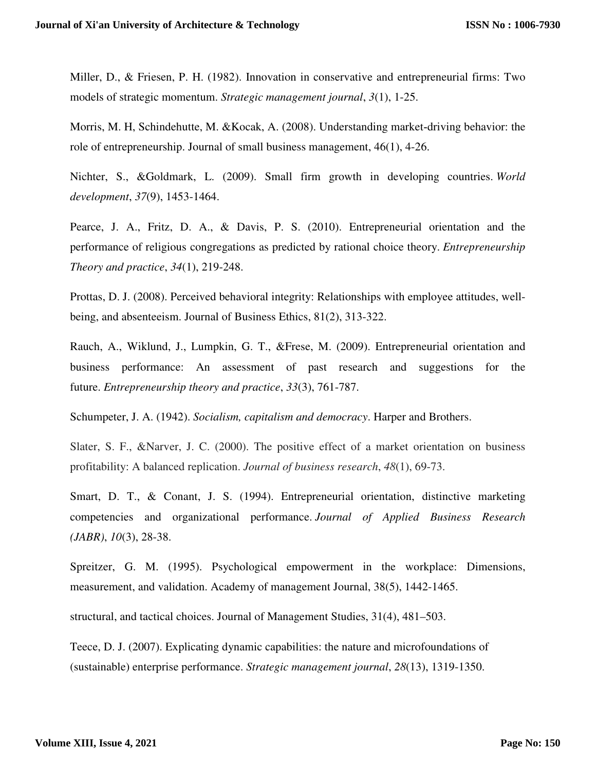Miller, D., & Friesen, P. H. (1982). Innovation in conservative and entrepreneurial firms: Two models of strategic momentum. *Strategic management journal*, *3*(1), 1-25.

Morris, M. H, Schindehutte, M. &Kocak, A. (2008). Understanding market-driving behavior: the role of entrepreneurship. Journal of small business management, 46(1), 4-26.

Nichter, S., &Goldmark, L. (2009). Small firm growth in developing countries. *World development*, *37*(9), 1453-1464.

Pearce, J. A., Fritz, D. A., & Davis, P. S. (2010). Entrepreneurial orientation and the performance of religious congregations as predicted by rational choice theory. *Entrepreneurship Theory and practice*, *34*(1), 219-248.

Prottas, D. J. (2008). Perceived behavioral integrity: Relationships with employee attitudes, well-being, and absenteeism. Journal of Business Ethics, 81(2), 313-322.

Rauch, A., Wiklund, J., Lumpkin, G. T., &Frese, M. (2009). Entrepreneurial orientation and business performance: An assessment of past research and suggestions for the future. *Entrepreneurship theory and practice*, *33*(3), 761-787.

Schumpeter, J. A. (1942). *Socialism, capitalism and democracy*. Harper and Brothers.

Slater, S. F., &Narver, J. C. (2000). The positive effect of a market orientation on business profitability: A balanced replication. *Journal of business research*, *48*(1), 69-73.

Smart, D. T., & Conant, J. S. (1994). Entrepreneurial orientation, distinctive marketing competencies and organizational performance. *Journal of Applied Business Research (JABR)*, *10*(3), 28-38.

Spreitzer, G. M. (1995). Psychological empowerment in the workplace: Dimensions, measurement, and validation. Academy of management Journal, 38(5), 1442-1465.

structural, and tactical choices. Journal of Management Studies, 31(4), 481–503.

Teece, D. J. (2007). Explicating dynamic capabilities: the nature and microfoundations of (sustainable) enterprise performance. *Strategic management journal*, *28*(13), 1319-1350.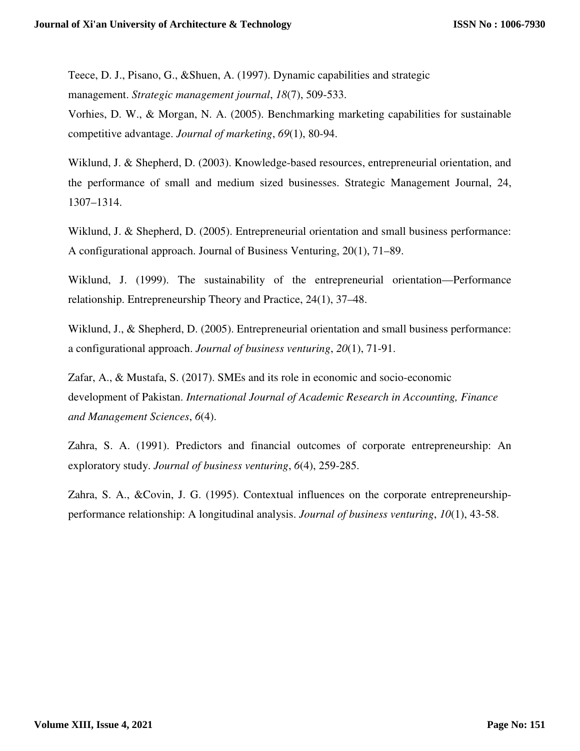Teece, D. J., Pisano, G., &Shuen, A. (1997). Dynamic capabilities and strategic management. *Strategic management journal*, *18*(7), 509-533.

Vorhies, D. W., & Morgan, N. A. (2005). Benchmarking marketing capabilities for sustainable competitive advantage. *Journal of marketing*, *69*(1), 80-94.

Wiklund, J. & Shepherd, D. (2003). Knowledge-based resources, entrepreneurial orientation, and the performance of small and medium sized businesses. Strategic Management Journal, 24, 1307–1314.

Wiklund, J. & Shepherd, D. (2005). Entrepreneurial orientation and small business performance: A configurational approach. Journal of Business Venturing, 20(1), 71–89.

Wiklund, J. (1999). The sustainability of the entrepreneurial orientation—Performance relationship. Entrepreneurship Theory and Practice, 24(1), 37–48.

Wiklund, J., & Shepherd, D. (2005). Entrepreneurial orientation and small business performance: a configurational approach. *Journal of business venturing*, *20*(1), 71-91.

Zafar, A., & Mustafa, S. (2017). SMEs and its role in economic and socio-economic development of Pakistan. *International Journal of Academic Research in Accounting, Finance and Management Sciences*, *6*(4).

Zahra, S. A. (1991). Predictors and financial outcomes of corporate entrepreneurship: An exploratory study. *Journal of business venturing*, *6*(4), 259-285.

Zahra, S. A., &Covin, J. G. (1995). Contextual influences on the corporate entrepreneurship-performance relationship: A longitudinal analysis. *Journal of business venturing*, *10*(1), 43-58.